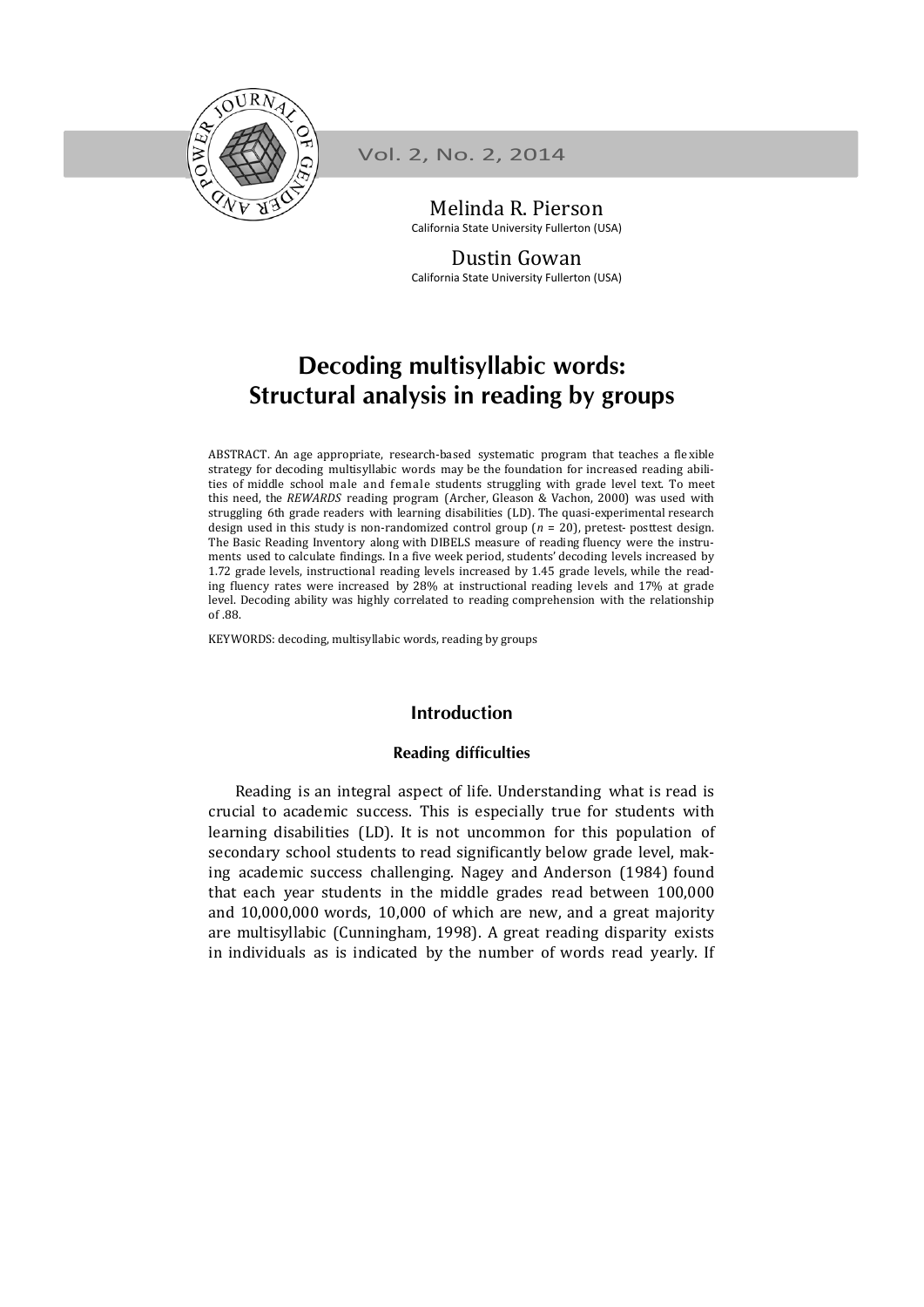Melinda R. Pierson
California State University Fullerton (USA)

Dustin Gowan
California State University Fullerton (USA)

# Decoding multisyllabic words: Structural analysis in reading by groups

ABSTRACT. An age appropriate, research-based systematic program that teaches a flexible strategy for decoding multisyllabic words may be the foundation for increased reading abilities of middle school male and female students struggling with grade level text. To meet this need, the *REWARDS* reading program (Archer, Gleason & Vachon, 2000) was used with struggling 6th grade readers with learning disabilities (LD). The quasi-experimental research design used in this study is non-randomized control group ($n$ = 20), pretest- posttest design. The Basic Reading Inventory along with DIBELS measure of reading fluency were the instruments used to calculate findings. In a five week period, students' decoding levels increased by 1.72 grade levels, instructional reading levels increased by 1.45 grade levels, while the reading fluency rates were increased by 28% at instructional reading levels and 17% at grade level. Decoding ability was highly correlated to reading comprehension with the relationship of .88.

KEYWORDS: decoding, multisyllabic words, reading by groups

## Introduction

### Reading difficulties

Reading is an integral aspect of life. Understanding what is read is crucial to academic success. This is especially true for students with learning disabilities (LD). It is not uncommon for this population of secondary school students to read significantly below grade level, making academic success challenging. Nagey and Anderson (1984) found that each year students in the middle grades read between 100,000 and 10,000,000 words, 10,000 of which are new, and a great majority are multisyllabic (Cunningham, 1998). A great reading disparity exists in individuals as is indicated by the number of words read yearly. If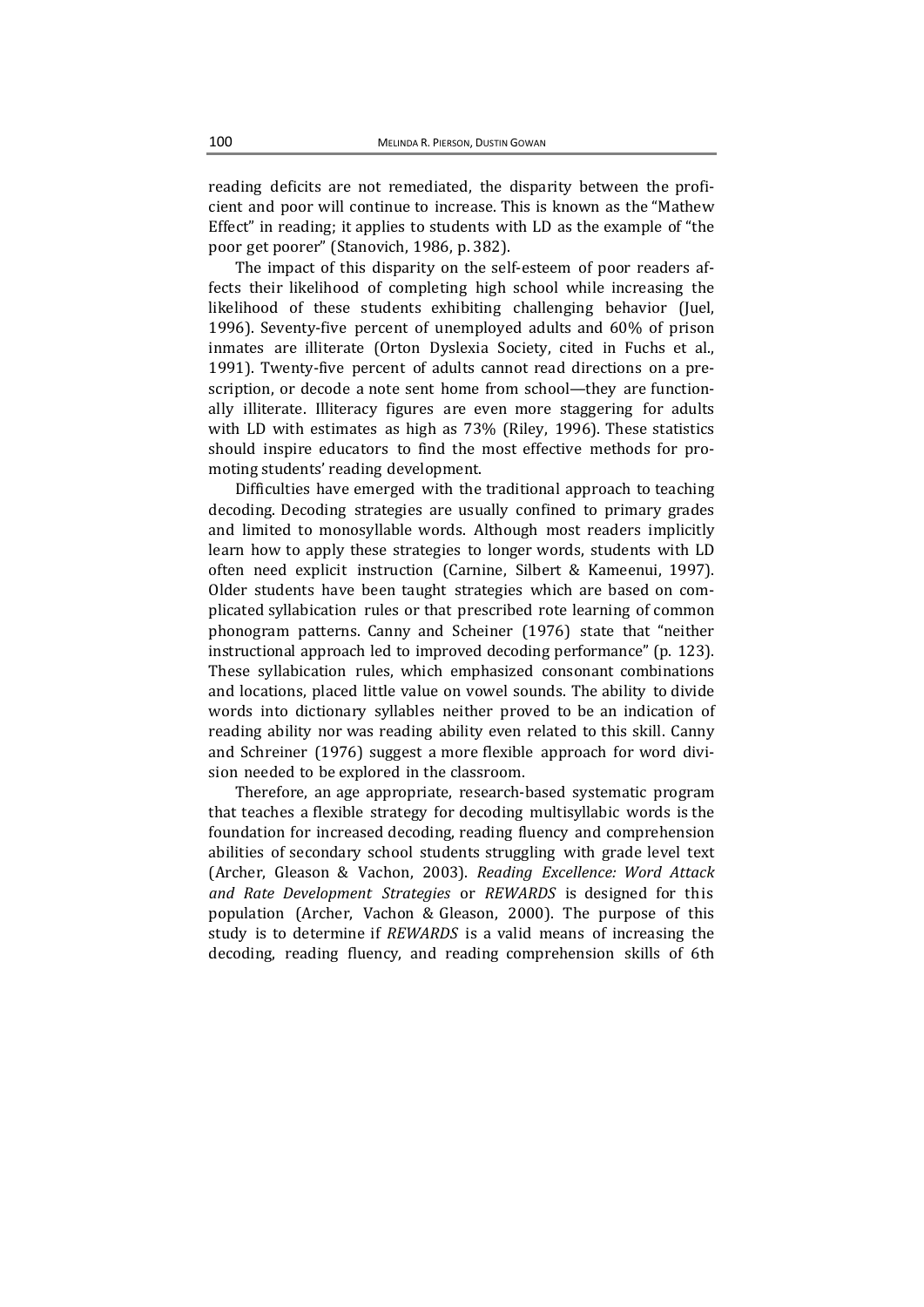reading deficits are not remediated, the disparity between the proficient and poor will continue to increase. This is known as the "Mathew Effect" in reading; it applies to students with LD as the example of "the poor get poorer" (Stanovich, 1986, p. 382).

The impact of this disparity on the self-esteem of poor readers affects their likelihood of completing high school while increasing the likelihood of these students exhibiting challenging behavior (Juel, 1996). Seventy-five percent of unemployed adults and 60% of prison inmates are illiterate (Orton Dyslexia Society, cited in Fuchs et al., 1991). Twenty-five percent of adults cannot read directions on a prescription, or decode a note sent home from school—they are functionally illiterate. Illiteracy figures are even more staggering for adults with LD with estimates as high as 73% (Riley, 1996). These statistics should inspire educators to find the most effective methods for promoting students' reading development.

Difficulties have emerged with the traditional approach to teaching decoding. Decoding strategies are usually confined to primary grades and limited to monosyllable words. Although most readers implicitly learn how to apply these strategies to longer words, students with LD often need explicit instruction (Carnine, Silbert & Kameenui, 1997). Older students have been taught strategies which are based on complicated syllabication rules or that prescribed rote learning of common phonogram patterns. Canny and Scheiner (1976) state that "neither instructional approach led to improved decoding performance" (p. 123). These syllabication rules, which emphasized consonant combinations and locations, placed little value on vowel sounds. The ability to divide words into dictionary syllables neither proved to be an indication of reading ability nor was reading ability even related to this skill. Canny and Schreiner (1976) suggest a more flexible approach for word division needed to be explored in the classroom.

Therefore, an age appropriate, research-based systematic program that teaches a flexible strategy for decoding multisyllabic words is the foundation for increased decoding, reading fluency and comprehension abilities of secondary school students struggling with grade level text (Archer, Gleason & Vachon, 2003). *Reading Excellence: Word Attack and Rate Development Strategies* or *REWARDS* is designed for this population (Archer, Vachon & Gleason, 2000). The purpose of this study is to determine if *REWARDS* is a valid means of increasing the decoding, reading fluency, and reading comprehension skills of 6th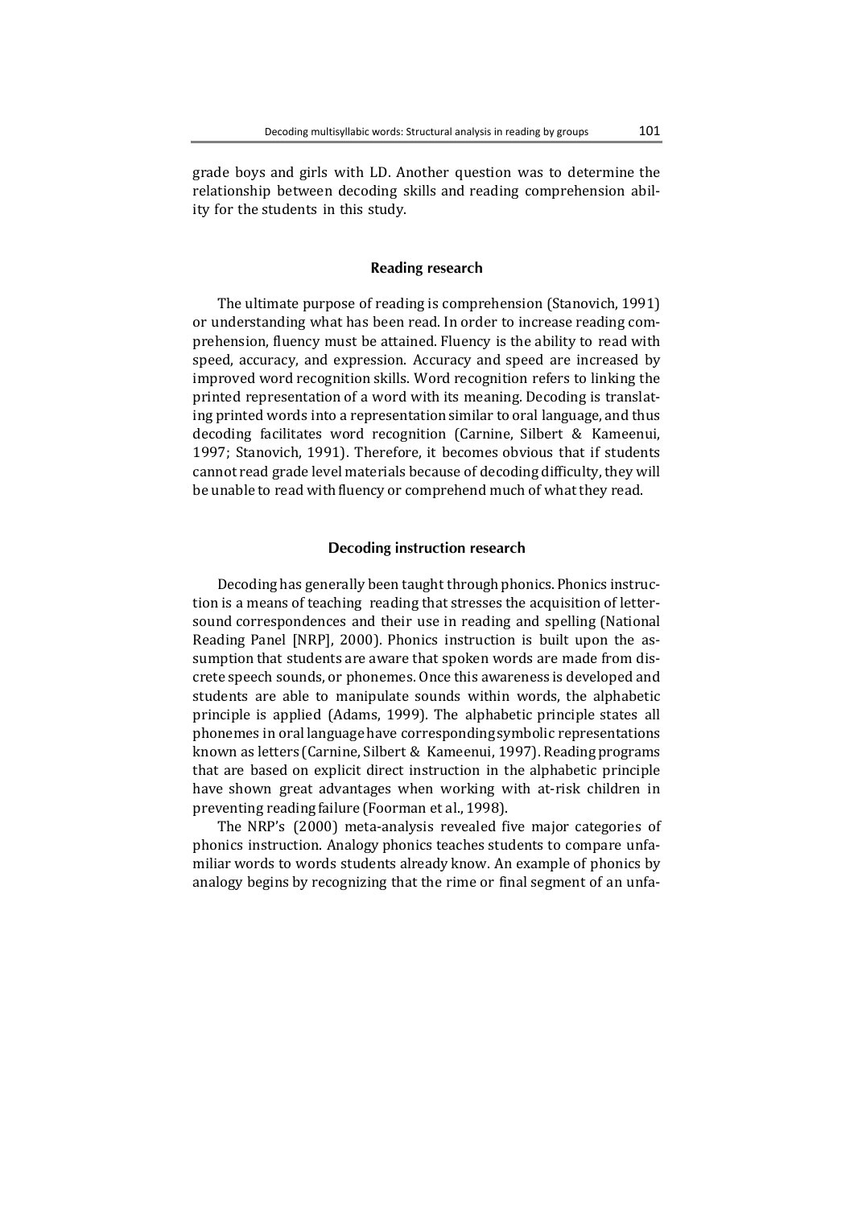grade boys and girls with LD. Another question was to determine the relationship between decoding skills and reading comprehension ability for the students in this study.

## Reading research

The ultimate purpose of reading is comprehension (Stanovich, 1991) or understanding what has been read. In order to increase reading comprehension, fluency must be attained. Fluency is the ability to read with speed, accuracy, and expression. Accuracy and speed are increased by improved word recognition skills. Word recognition refers to linking the printed representation of a word with its meaning. Decoding is translating printed words into a representation similar to oral language, and thus decoding facilitates word recognition (Carnine, Silbert & Kameenui, 1997; Stanovich, 1991). Therefore, it becomes obvious that if students cannot read grade level materials because of decoding difficulty, they will be unable to read with fluency or comprehend much of what they read.

## Decoding instruction research

Decoding has generally been taught through phonics. Phonics instruction is a means of teaching reading that stresses the acquisition of letter-sound correspondences and their use in reading and spelling (National Reading Panel [NRP], 2000). Phonics instruction is built upon the assumption that students are aware that spoken words are made from discrete speech sounds, or phonemes. Once this awareness is developed and students are able to manipulate sounds within words, the alphabetic principle is applied (Adams, 1999). The alphabetic principle states all phonemes in oral language have corresponding symbolic representations known as letters (Carnine, Silbert & Kameenui, 1997). Reading programs that are based on explicit direct instruction in the alphabetic principle have shown great advantages when working with at-risk children in preventing reading failure (Foorman et al., 1998).

The NRP's (2000) meta-analysis revealed five major categories of phonics instruction. Analogy phonics teaches students to compare unfamiliar words to words students already know. An example of phonics by analogy begins by recognizing that the rime or final segment of an unfa-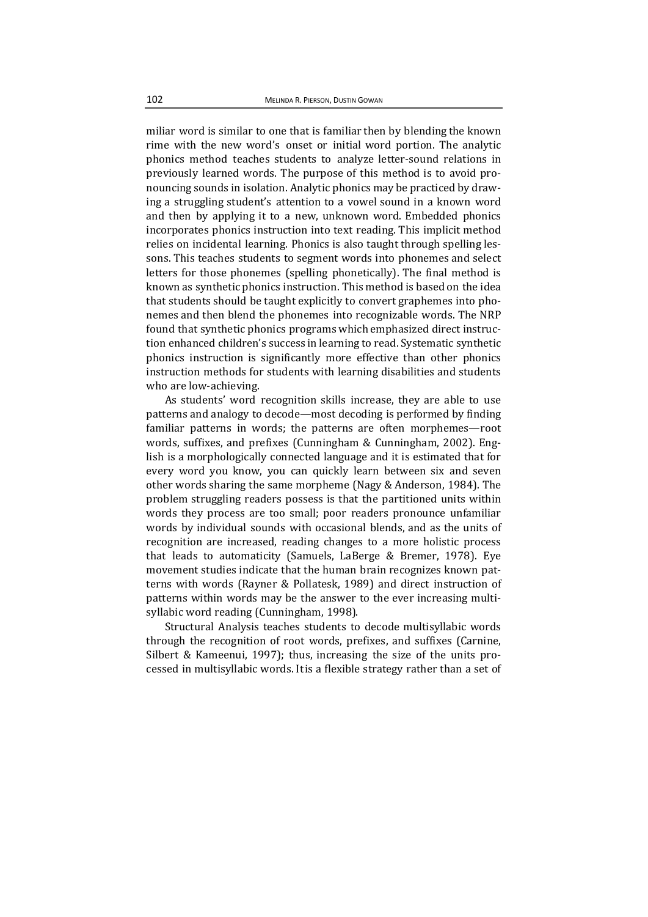miliar word is similar to one that is familiar then by blending the known rime with the new word's onset or initial word portion. The analytic phonics method teaches students to analyze letter-sound relations in previously learned words. The purpose of this method is to avoid pronouncing sounds in isolation. Analytic phonics may be practiced by drawing a struggling student's attention to a vowel sound in a known word and then by applying it to a new, unknown word. Embedded phonics incorporates phonics instruction into text reading. This implicit method relies on incidental learning. Phonics is also taught through spelling lessons. This teaches students to segment words into phonemes and select letters for those phonemes (spelling phonetically). The final method is known as synthetic phonics instruction. This method is based on the idea that students should be taught explicitly to convert graphemes into phonemes and then blend the phonemes into recognizable words. The NRP found that synthetic phonics programs which emphasized direct instruction enhanced children's success in learning to read. Systematic synthetic phonics instruction is significantly more effective than other phonics instruction methods for students with learning disabilities and students who are low-achieving.

As students' word recognition skills increase, they are able to use patterns and analogy to decode—most decoding is performed by finding familiar patterns in words; the patterns are often morphemes—root words, suffixes, and prefixes (Cunningham & Cunningham, 2002). English is a morphologically connected language and it is estimated that for every word you know, you can quickly learn between six and seven other words sharing the same morpheme (Nagy & Anderson, 1984). The problem struggling readers possess is that the partitioned units within words they process are too small; poor readers pronounce unfamiliar words by individual sounds with occasional blends, and as the units of recognition are increased, reading changes to a more holistic process that leads to automaticity (Samuels, LaBerge & Bremer, 1978). Eye movement studies indicate that the human brain recognizes known patterns with words (Rayner & Pollatesk, 1989) and direct instruction of patterns within words may be the answer to the ever increasing multisyllabic word reading (Cunningham, 1998).

Structural Analysis teaches students to decode multisyllabic words through the recognition of root words, prefixes, and suffixes (Carnine, Silbert & Kameenui, 1997); thus, increasing the size of the units processed in multisyllabic words. It is a flexible strategy rather than a set of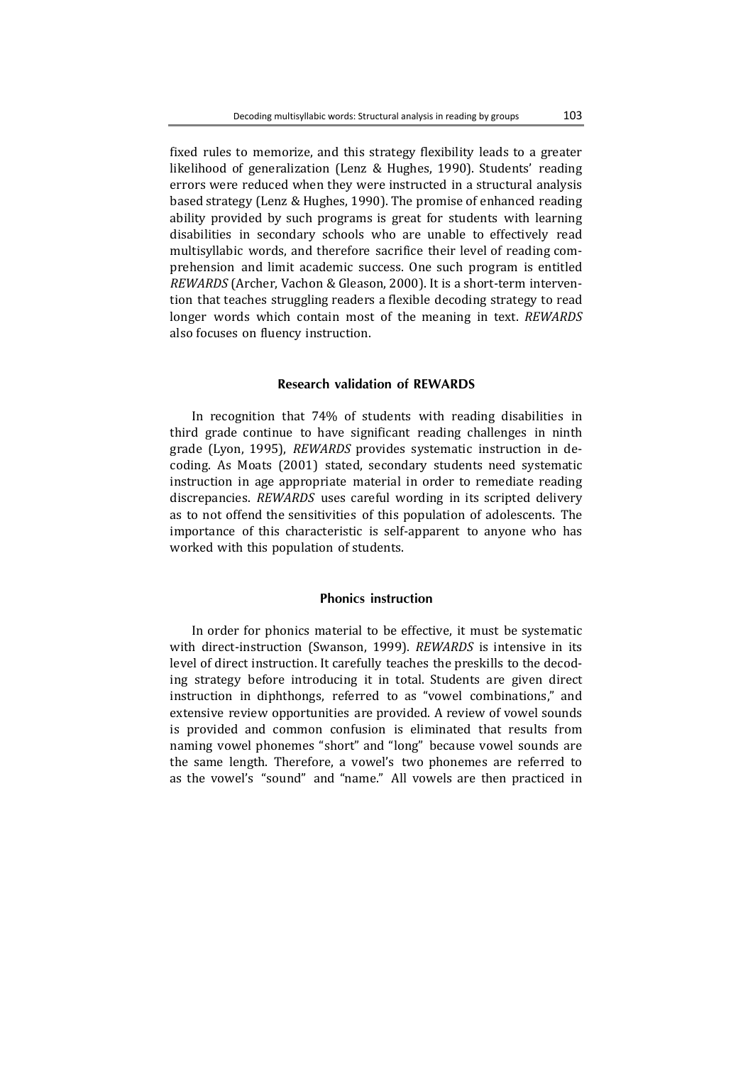fixed rules to memorize, and this strategy flexibility leads to a greater likelihood of generalization (Lenz & Hughes, 1990). Students' reading errors were reduced when they were instructed in a structural analysis based strategy (Lenz & Hughes, 1990). The promise of enhanced reading ability provided by such programs is great for students with learning disabilities in secondary schools who are unable to effectively read multisyllabic words, and therefore sacrifice their level of reading comprehension and limit academic success. One such program is entitled *REWARDS* (Archer, Vachon & Gleason, 2000). It is a short-term intervention that teaches struggling readers a flexible decoding strategy to read longer words which contain most of the meaning in text. *REWARDS* also focuses on fluency instruction.

### Research validation of REWARDS

In recognition that 74% of students with reading disabilities in third grade continue to have significant reading challenges in ninth grade (Lyon, 1995), *REWARDS* provides systematic instruction in decoding. As Moats (2001) stated, secondary students need systematic instruction in age appropriate material in order to remediate reading discrepancies. *REWARDS* uses careful wording in its scripted delivery as to not offend the sensitivities of this population of adolescents. The importance of this characteristic is self-apparent to anyone who has worked with this population of students.

### Phonics instruction

In order for phonics material to be effective, it must be systematic with direct-instruction (Swanson, 1999). *REWARDS* is intensive in its level of direct instruction. It carefully teaches the preskills to the decoding strategy before introducing it in total. Students are given direct instruction in diphthongs, referred to as "vowel combinations," and extensive review opportunities are provided. A review of vowel sounds is provided and common confusion is eliminated that results from naming vowel phonemes "short" and "long" because vowel sounds are the same length. Therefore, a vowel's two phonemes are referred to as the vowel's "sound" and "name." All vowels are then practiced in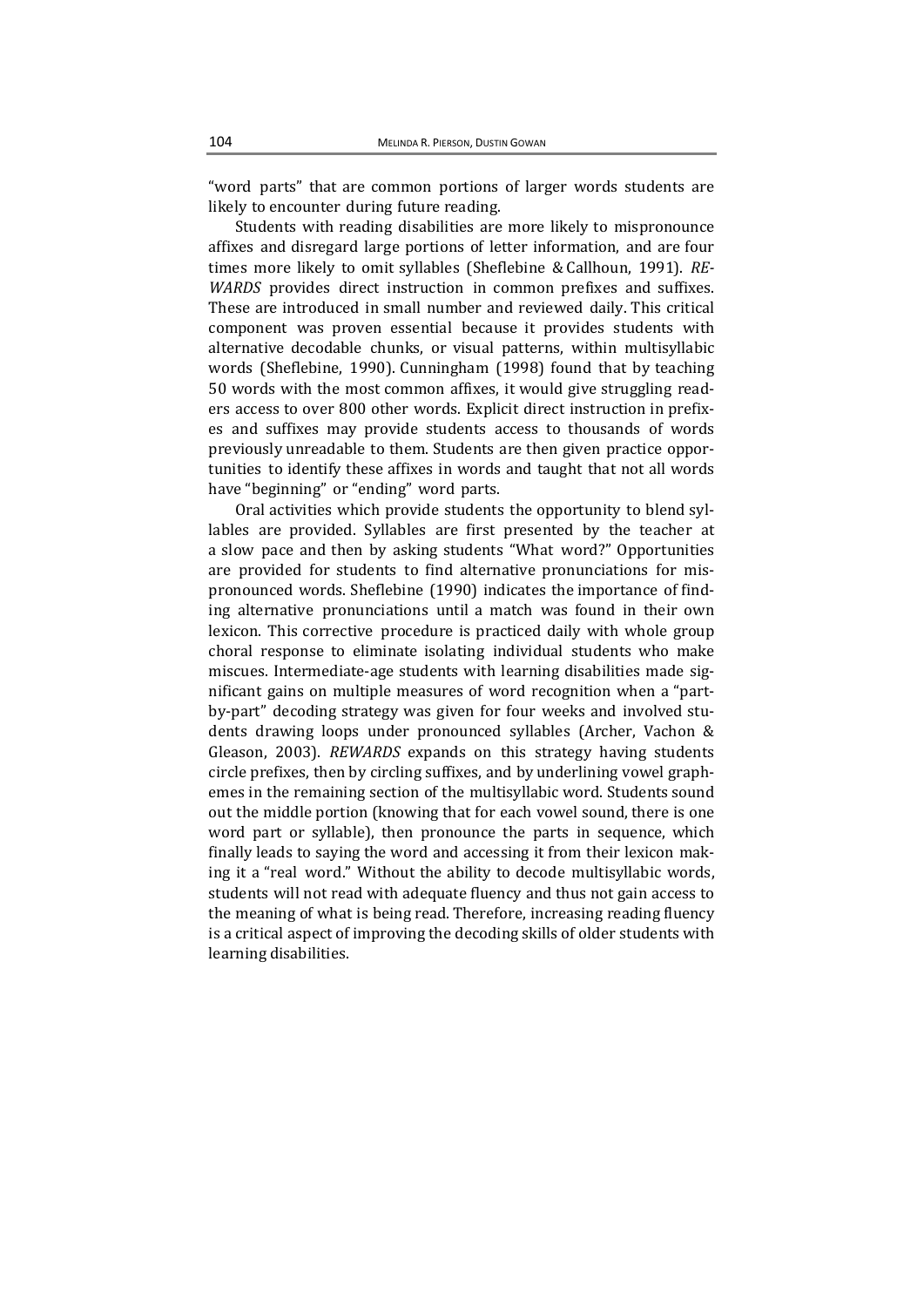"word parts" that are common portions of larger words students are likely to encounter during future reading.

Students with reading disabilities are more likely to mispronounce affixes and disregard large portions of letter information, and are four times more likely to omit syllables (Sheflebine & Callhoun, 1991). *REWARDS* provides direct instruction in common prefixes and suffixes. These are introduced in small number and reviewed daily. This critical component was proven essential because it provides students with alternative decodable chunks, or visual patterns, within multisyllabic words (Sheflebine, 1990). Cunningham (1998) found that by teaching 50 words with the most common affixes, it would give struggling readers access to over 800 other words. Explicit direct instruction in prefixes and suffixes may provide students access to thousands of words previously unreadable to them. Students are then given practice opportunities to identify these affixes in words and taught that not all words have "beginning" or "ending" word parts.

Oral activities which provide students the opportunity to blend syllables are provided. Syllables are first presented by the teacher at a slow pace and then by asking students "What word?" Opportunities are provided for students to find alternative pronunciations for mispronounced words. Sheflebine (1990) indicates the importance of finding alternative pronunciations until a match was found in their own lexicon. This corrective procedure is practiced daily with whole group choral response to eliminate isolating individual students who make miscues. Intermediate-age students with learning disabilities made significant gains on multiple measures of word recognition when a "part-by-part" decoding strategy was given for four weeks and involved students drawing loops under pronounced syllables (Archer, Vachon & Gleason, 2003). *REWARDS* expands on this strategy having students circle prefixes, then by circling suffixes, and by underlining vowel graphemes in the remaining section of the multisyllabic word. Students sound out the middle portion (knowing that for each vowel sound, there is one word part or syllable), then pronounce the parts in sequence, which finally leads to saying the word and accessing it from their lexicon making it a "real word." Without the ability to decode multisyllabic words, students will not read with adequate fluency and thus not gain access to the meaning of what is being read. Therefore, increasing reading fluency is a critical aspect of improving the decoding skills of older students with learning disabilities.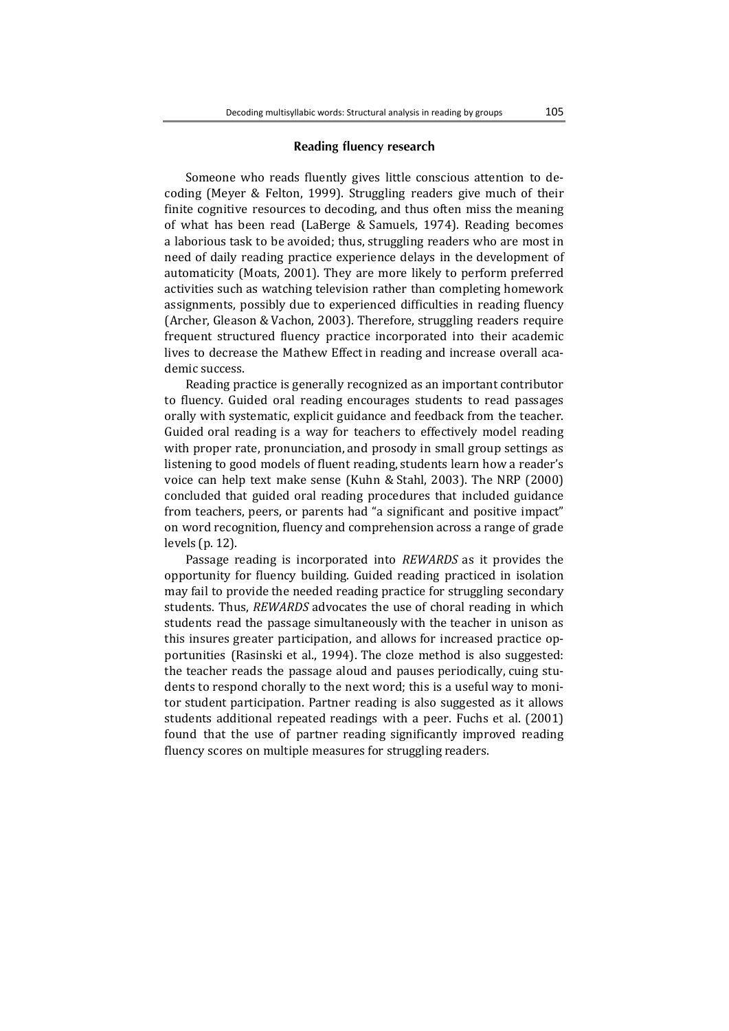## Reading fluency research

Someone who reads fluently gives little conscious attention to decoding (Meyer & Felton, 1999). Struggling readers give much of their finite cognitive resources to decoding, and thus often miss the meaning of what has been read (LaBerge & Samuels, 1974). Reading becomes a laborious task to be avoided; thus, struggling readers who are most in need of daily reading practice experience delays in the development of automaticity (Moats, 2001). They are more likely to perform preferred activities such as watching television rather than completing homework assignments, possibly due to experienced difficulties in reading fluency (Archer, Gleason & Vachon, 2003). Therefore, struggling readers require frequent structured fluency practice incorporated into their academic lives to decrease the Mathew Effect in reading and increase overall academic success.

Reading practice is generally recognized as an important contributor to fluency. Guided oral reading encourages students to read passages orally with systematic, explicit guidance and feedback from the teacher. Guided oral reading is a way for teachers to effectively model reading with proper rate, pronunciation, and prosody in small group settings as listening to good models of fluent reading, students learn how a reader's voice can help text make sense (Kuhn & Stahl, 2003). The NRP (2000) concluded that guided oral reading procedures that included guidance from teachers, peers, or parents had "a significant and positive impact" on word recognition, fluency and comprehension across a range of grade levels (p. 12).

Passage reading is incorporated into *REWARDS* as it provides the opportunity for fluency building. Guided reading practiced in isolation may fail to provide the needed reading practice for struggling secondary students. Thus, *REWARDS* advocates the use of choral reading in which students read the passage simultaneously with the teacher in unison as this insures greater participation, and allows for increased practice opportunities (Rasinski et al., 1994). The cloze method is also suggested: the teacher reads the passage aloud and pauses periodically, cuing students to respond chorally to the next word; this is a useful way to monitor student participation. Partner reading is also suggested as it allows students additional repeated readings with a peer. Fuchs et al. (2001) found that the use of partner reading significantly improved reading fluency scores on multiple measures for struggling readers.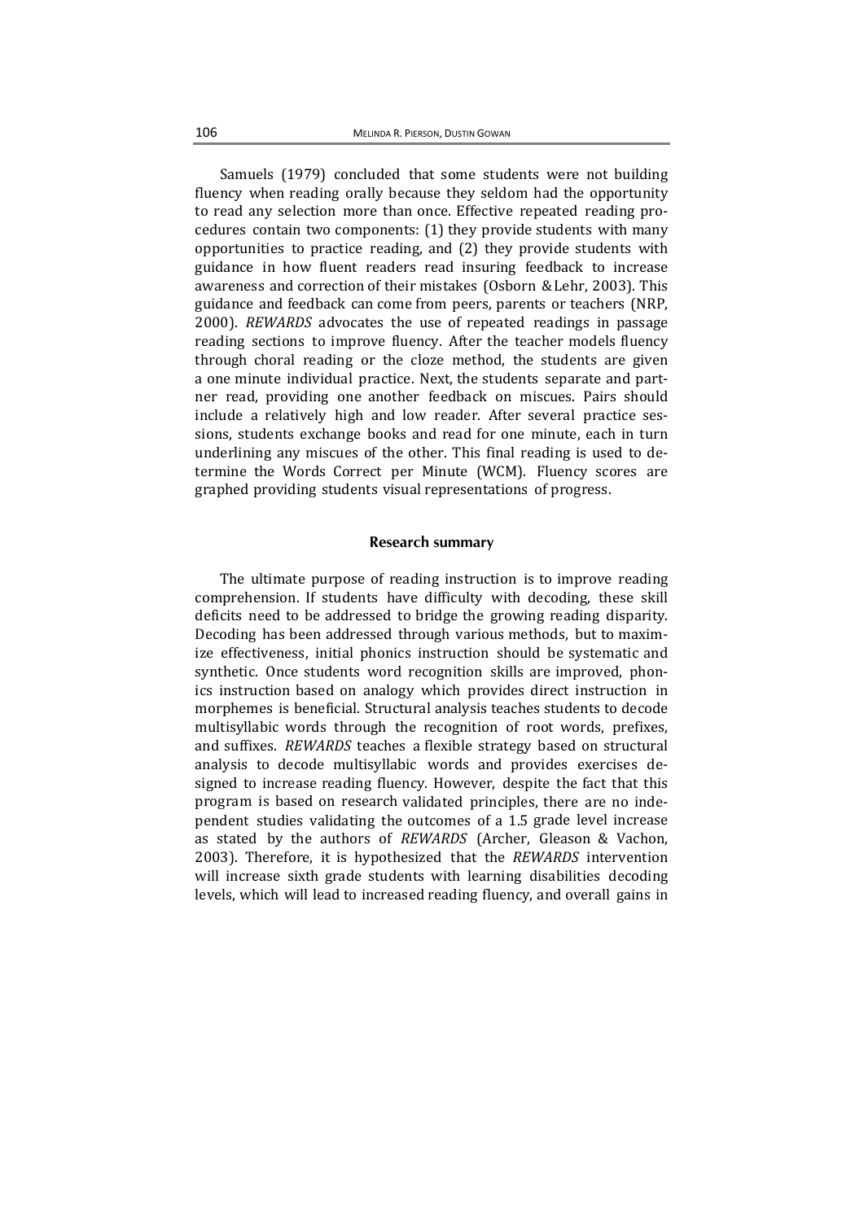Samuels (1979) concluded that some students were not building fluency when reading orally because they seldom had the opportunity to read any selection more than once. Effective repeated reading procedures contain two components: (1) they provide students with many opportunities to practice reading, and (2) they provide students with guidance in how fluent readers read insuring feedback to increase awareness and correction of their mistakes (Osborn & Lehr, 2003). This guidance and feedback can come from peers, parents or teachers (NRP, 2000). *REWARDS* advocates the use of repeated readings in passage reading sections to improve fluency. After the teacher models fluency through choral reading or the cloze method, the students are given a one minute individual practice. Next, the students separate and partner read, providing one another feedback on miscues. Pairs should include a relatively high and low reader. After several practice sessions, students exchange books and read for one minute, each in turn underlining any miscues of the other. This final reading is used to determine the Words Correct per Minute (WCM). Fluency scores are graphed providing students visual representations of progress.

## Research summary

The ultimate purpose of reading instruction is to improve reading comprehension. If students have difficulty with decoding, these skill deficits need to be addressed to bridge the growing reading disparity. Decoding has been addressed through various methods, but to maximize effectiveness, initial phonics instruction should be systematic and synthetic. Once students word recognition skills are improved, phonics instruction based on analogy which provides direct instruction in morphemes is beneficial. Structural analysis teaches students to decode multisyllabic words through the recognition of root words, prefixes, and suffixes. *REWARDS* teaches a flexible strategy based on structural analysis to decode multisyllabic words and provides exercises designed to increase reading fluency. However, despite the fact that this program is based on research validated principles, there are no independent studies validating the outcomes of a 1.5 grade level increase as stated by the authors of *REWARDS* (Archer, Gleason & Vachon, 2003). Therefore, it is hypothesized that the *REWARDS* intervention will increase sixth grade students with learning disabilities decoding levels, which will lead to increased reading fluency, and overall gains in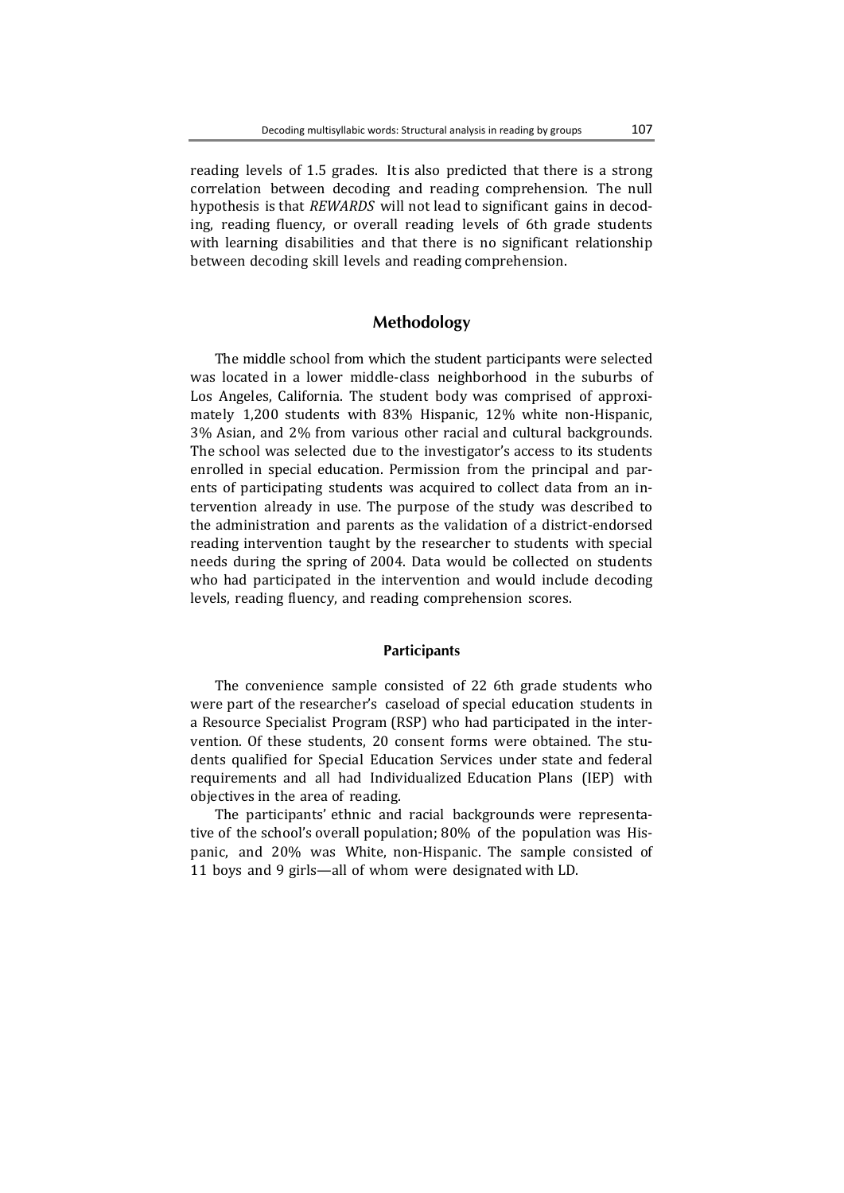reading levels of 1.5 grades. It is also predicted that there is a strong correlation between decoding and reading comprehension. The null hypothesis is that *REWARDS* will not lead to significant gains in decoding, reading fluency, or overall reading levels of 6th grade students with learning disabilities and that there is no significant relationship between decoding skill levels and reading comprehension.

## Methodology

The middle school from which the student participants were selected was located in a lower middle-class neighborhood in the suburbs of Los Angeles, California. The student body was comprised of approximately 1,200 students with 83% Hispanic, 12% white non-Hispanic, 3% Asian, and 2% from various other racial and cultural backgrounds. The school was selected due to the investigator's access to its students enrolled in special education. Permission from the principal and parents of participating students was acquired to collect data from an intervention already in use. The purpose of the study was described to the administration and parents as the validation of a district-endorsed reading intervention taught by the researcher to students with special needs during the spring of 2004. Data would be collected on students who had participated in the intervention and would include decoding levels, reading fluency, and reading comprehension scores.

### Participants

The convenience sample consisted of 22 6th grade students who were part of the researcher's caseload of special education students in a Resource Specialist Program (RSP) who had participated in the intervention. Of these students, 20 consent forms were obtained. The students qualified for Special Education Services under state and federal requirements and all had Individualized Education Plans (IEP) with objectives in the area of reading.

The participants' ethnic and racial backgrounds were representative of the school's overall population; 80% of the population was Hispanic, and 20% was White, non-Hispanic. The sample consisted of 11 boys and 9 girls—all of whom were designated with LD.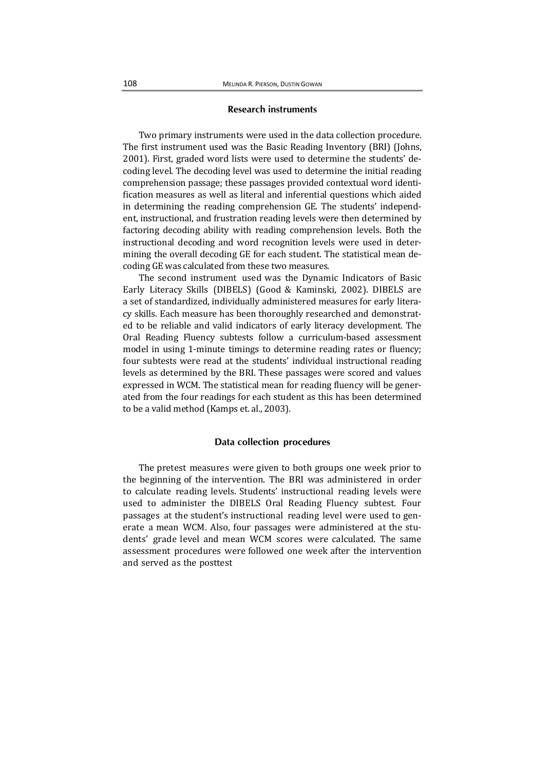## Research instruments

Two primary instruments were used in the data collection procedure. The first instrument used was the Basic Reading Inventory (BRI) (Johns, 2001). First, graded word lists were used to determine the students' decoding level. The decoding level was used to determine the initial reading comprehension passage; these passages provided contextual word identification measures as well as literal and inferential questions which aided in determining the reading comprehension GE. The students' independent, instructional, and frustration reading levels were then determined by factoring decoding ability with reading comprehension levels. Both the instructional decoding and word recognition levels were used in determining the overall decoding GE for each student. The statistical mean decoding GE was calculated from these two measures.

The second instrument used was the Dynamic Indicators of Basic Early Literacy Skills (DIBELS) (Good & Kaminski, 2002). DIBELS are a set of standardized, individually administered measures for early literacy skills. Each measure has been thoroughly researched and demonstrated to be reliable and valid indicators of early literacy development. The Oral Reading Fluency subtests follow a curriculum-based assessment model in using 1-minute timings to determine reading rates or fluency; four subtests were read at the students' individual instructional reading levels as determined by the BRI. These passages were scored and values expressed in WCM. The statistical mean for reading fluency will be generated from the four readings for each student as this has been determined to be a valid method (Kamps et. al., 2003).

## Data collection procedures

The pretest measures were given to both groups one week prior to the beginning of the intervention. The BRI was administered in order to calculate reading levels. Students' instructional reading levels were used to administer the DIBELS Oral Reading Fluency subtest. Four passages at the student's instructional reading level were used to generate a mean WCM. Also, four passages were administered at the students' grade level and mean WCM scores were calculated. The same assessment procedures were followed one week after the intervention and served as the posttest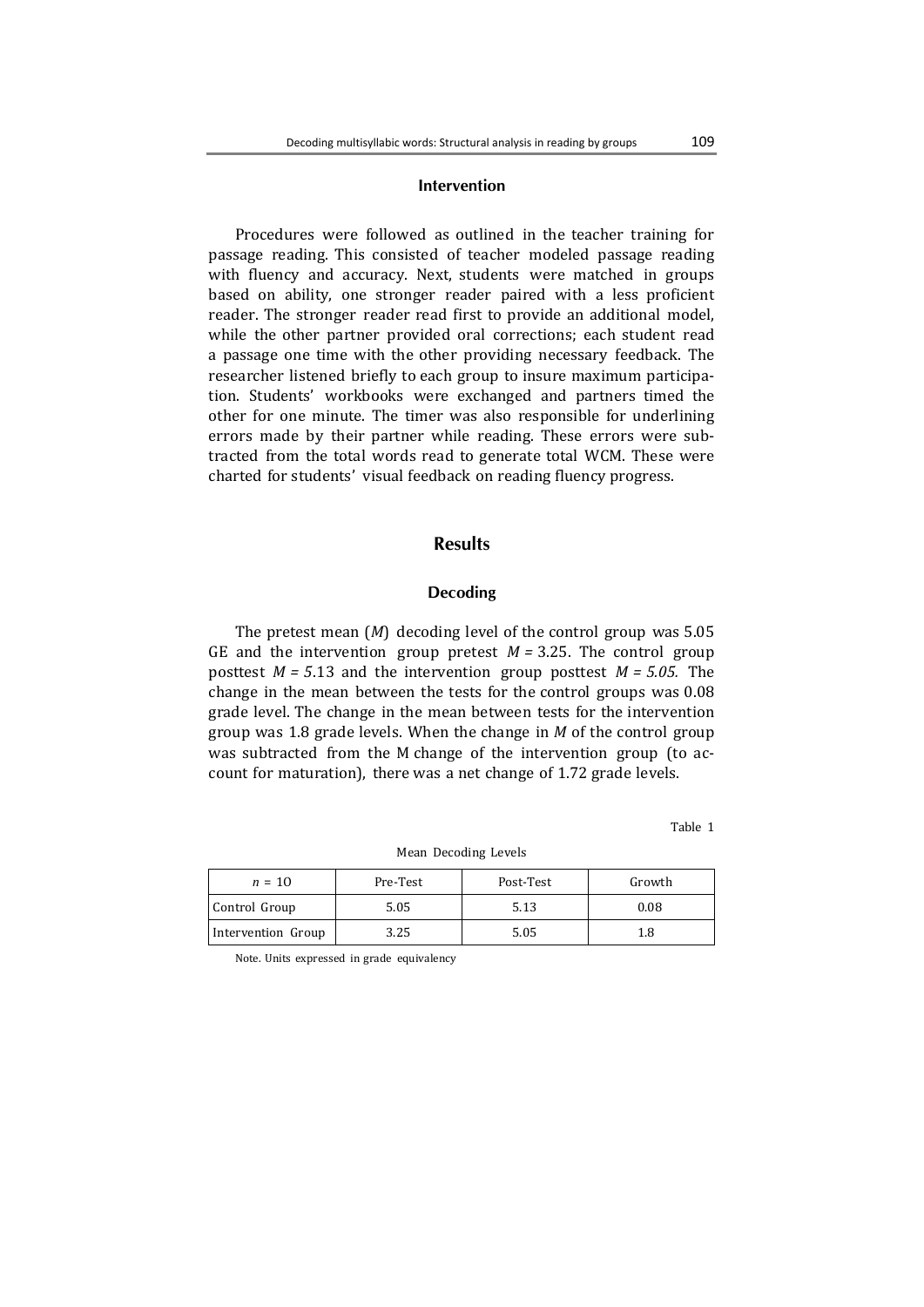### Intervention

Procedures were followed as outlined in the teacher training for passage reading. This consisted of teacher modeled passage reading with fluency and accuracy. Next, students were matched in groups based on ability, one stronger reader paired with a less proficient reader. The stronger reader read first to provide an additional model, while the other partner provided oral corrections; each student read a passage one time with the other providing necessary feedback. The researcher listened briefly to each group to insure maximum participation. Students' workbooks were exchanged and partners timed the other for one minute. The timer was also responsible for underlining errors made by their partner while reading. These errors were subtracted from the total words read to generate total WCM. These were charted for students' visual feedback on reading fluency progress.

## Results

### Decoding

The pretest mean (*M*) decoding level of the control group was 5.05 GE and the intervention group pretest $M = 3.25$. The control group posttest $M = 5.13$ and the intervention group posttest $M = 5.05$. The change in the mean between the tests for the control groups was 0.08 grade level. The change in the mean between tests for the intervention group was 1.8 grade levels. When the change in *M* of the control group was subtracted from the M change of the intervention group (to account for maturation), there was a net change of 1.72 grade levels.

Table 1

Mean Decoding Levels

| $n = 10$ | Pre-Test | Post-Test | Growth |
|---|---|---|---|
| Control Group | 5.05 | 5.13 | 0.08 |
| Intervention Group | 3.25 | 5.05 | 1.8 |

Note. Units expressed in grade equivalency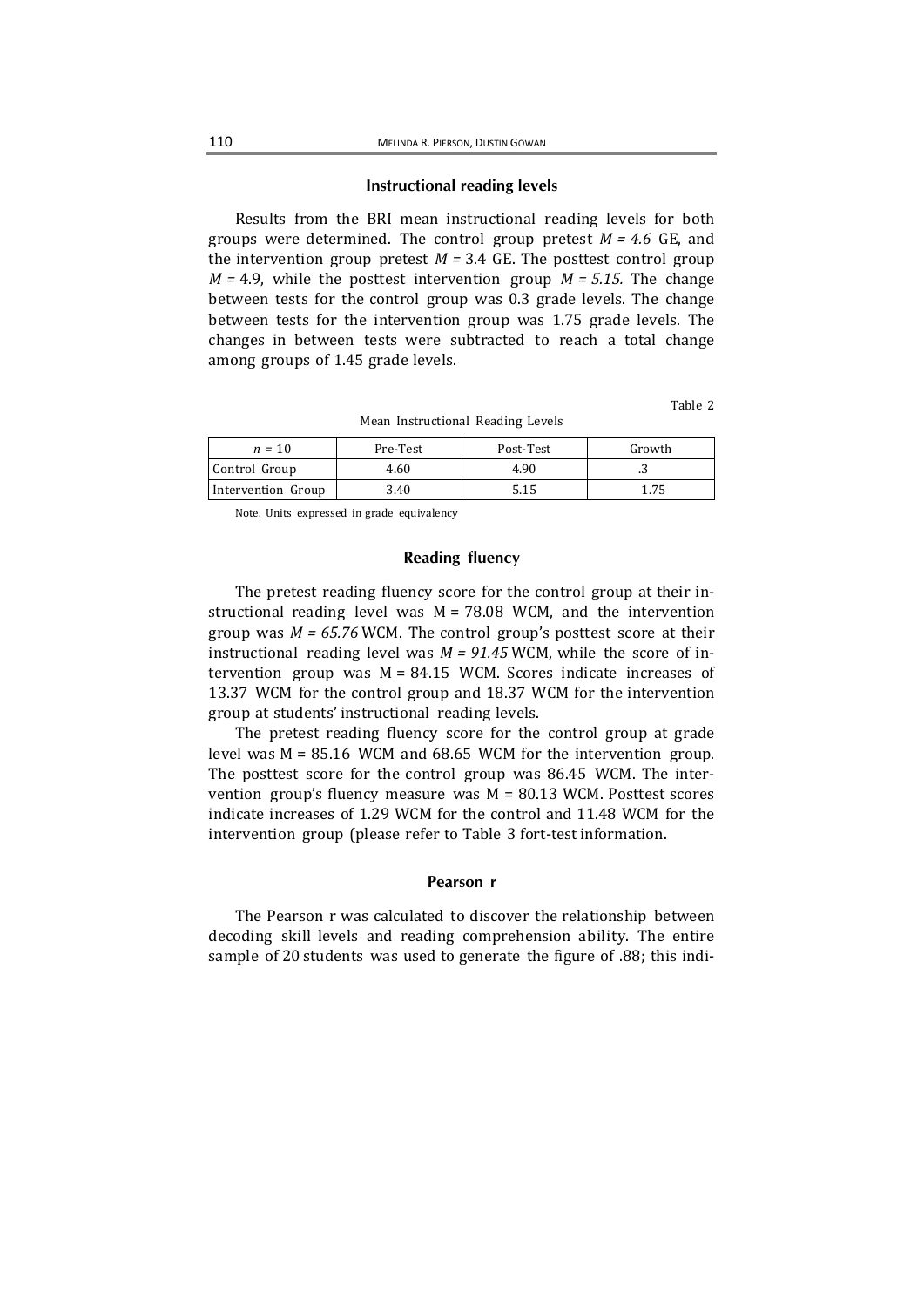### Instructional reading levels

Results from the BRI mean instructional reading levels for both groups were determined. The control group pretest $M = 4.6$ GE, and the intervention group pretest $M = 3.4$ GE. The posttest control group $M = 4.9$, while the posttest intervention group $M = 5.15$. The change between tests for the control group was 0.3 grade levels. The change between tests for the intervention group was 1.75 grade levels. The changes in between tests were subtracted to reach a total change among groups of 1.45 grade levels.

Table 2

Mean Instructional Reading Levels

| $n = 10$ | Pre-Test | Post-Test | Growth |
|---|---|---|---|
| Control Group | 4.60 | 4.90 | .3 |
| Intervention Group | 3.40 | 5.15 | 1.75 |

Note. Units expressed in grade equivalency

### Reading fluency

The pretest reading fluency score for the control group at their instructional reading level was $M = 78.08$ WCM, and the intervention group was $M = 65.76$ WCM. The control group's posttest score at their instructional reading level was $M = 91.45$ WCM, while the score of intervention group was $M = 84.15$ WCM. Scores indicate increases of 13.37 WCM for the control group and 18.37 WCM for the intervention group at students' instructional reading levels.

The pretest reading fluency score for the control group at grade level was $M = 85.16$ WCM and 68.65 WCM for the intervention group. The posttest score for the control group was 86.45 WCM. The intervention group's fluency measure was $M = 80.13$ WCM. Posttest scores indicate increases of 1.29 WCM for the control and 11.48 WCM for the intervention group (please refer to Table 3 fort-test information.

### Pearson r

The Pearson r was calculated to discover the relationship between decoding skill levels and reading comprehension ability. The entire sample of 20 students was used to generate the figure of .88; this indi-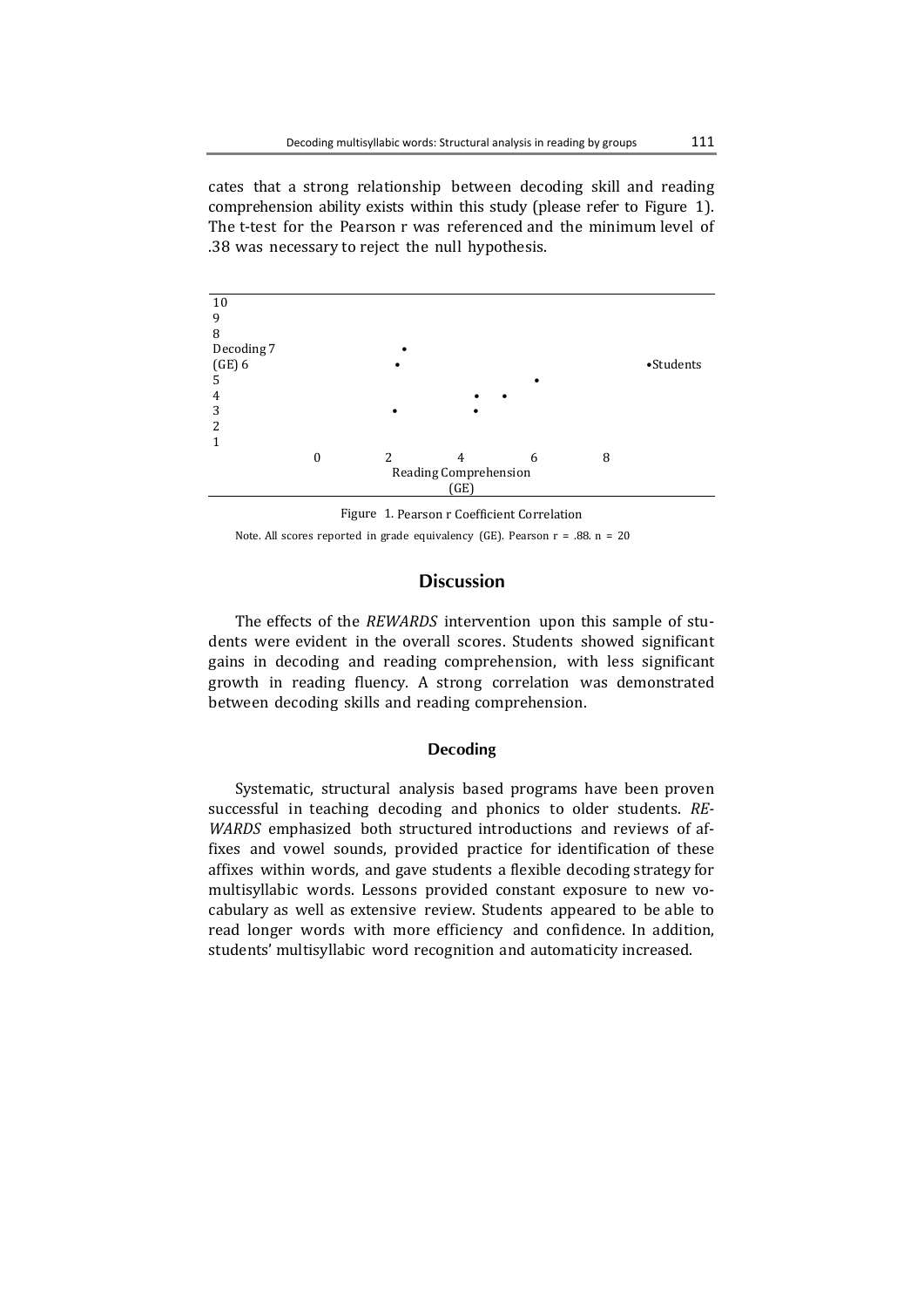cates that a strong relationship between decoding skill and reading comprehension ability exists within this study (please refer to Figure 1). The t-test for the Pearson r was referenced and the minimum level of .38 was necessary to reject the null hypothesis.

```
10
9
8
Decoding 7                  •
(GE) 6                      •                                   •Students
5                                              •
4                                    •    •
3                           •        •
2
1
              0        2        4        6        8
                     Reading Comprehension
                            (GE)
```

Figure 1. Pearson r Coefficient Correlation

Note. All scores reported in grade equivalency (GE). Pearson r = .88. n = 20

## Discussion

The effects of the *REWARDS* intervention upon this sample of students were evident in the overall scores. Students showed significant gains in decoding and reading comprehension, with less significant growth in reading fluency. A strong correlation was demonstrated between decoding skills and reading comprehension.

### Decoding

Systematic, structural analysis based programs have been proven successful in teaching decoding and phonics to older students. *REWARDS* emphasized both structured introductions and reviews of affixes and vowel sounds, provided practice for identification of these affixes within words, and gave students a flexible decoding strategy for multisyllabic words. Lessons provided constant exposure to new vocabulary as well as extensive review. Students appeared to be able to read longer words with more efficiency and confidence. In addition, students' multisyllabic word recognition and automaticity increased.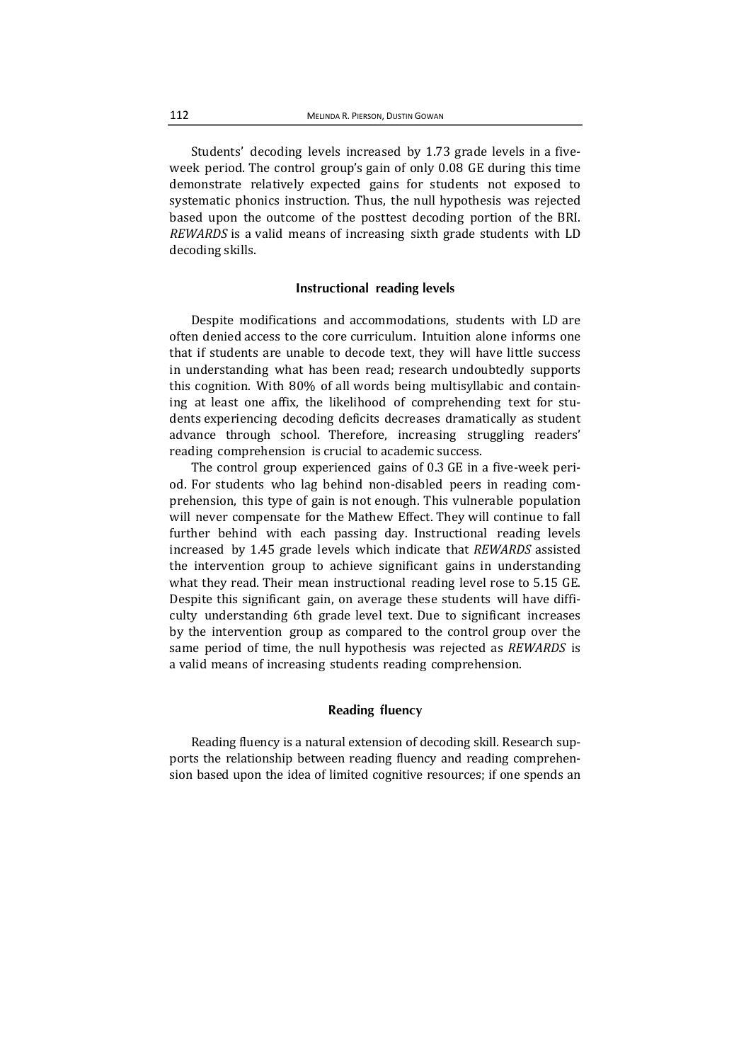Students' decoding levels increased by 1.73 grade levels in a five-week period. The control group's gain of only 0.08 GE during this time demonstrate relatively expected gains for students not exposed to systematic phonics instruction. Thus, the null hypothesis was rejected based upon the outcome of the posttest decoding portion of the BRI. *REWARDS* is a valid means of increasing sixth grade students with LD decoding skills.

### Instructional reading levels

Despite modifications and accommodations, students with LD are often denied access to the core curriculum. Intuition alone informs one that if students are unable to decode text, they will have little success in understanding what has been read; research undoubtedly supports this cognition. With 80% of all words being multisyllabic and containing at least one affix, the likelihood of comprehending text for students experiencing decoding deficits decreases dramatically as student advance through school. Therefore, increasing struggling readers' reading comprehension is crucial to academic success.

The control group experienced gains of 0.3 GE in a five-week period. For students who lag behind non-disabled peers in reading comprehension, this type of gain is not enough. This vulnerable population will never compensate for the Mathew Effect. They will continue to fall further behind with each passing day. Instructional reading levels increased by 1.45 grade levels which indicate that *REWARDS* assisted the intervention group to achieve significant gains in understanding what they read. Their mean instructional reading level rose to 5.15 GE. Despite this significant gain, on average these students will have difficulty understanding 6th grade level text. Due to significant increases by the intervention group as compared to the control group over the same period of time, the null hypothesis was rejected as *REWARDS* is a valid means of increasing students reading comprehension.

### Reading fluency

Reading fluency is a natural extension of decoding skill. Research supports the relationship between reading fluency and reading comprehension based upon the idea of limited cognitive resources; if one spends an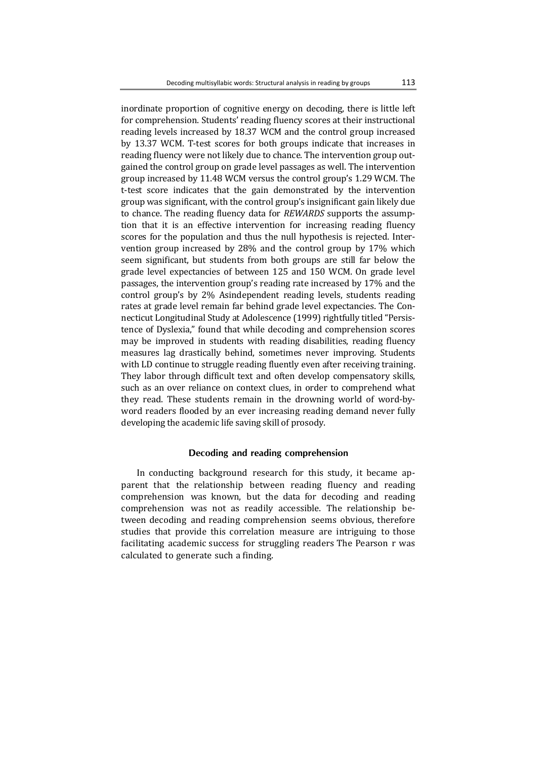inordinate proportion of cognitive energy on decoding, there is little left for comprehension. Students' reading fluency scores at their instructional reading levels increased by 18.37 WCM and the control group increased by 13.37 WCM. T-test scores for both groups indicate that increases in reading fluency were not likely due to chance. The intervention group outgained the control group on grade level passages as well. The intervention group increased by 11.48 WCM versus the control group's 1.29 WCM. The t-test score indicates that the gain demonstrated by the intervention group was significant, with the control group's insignificant gain likely due to chance. The reading fluency data for *REWARDS* supports the assumption that it is an effective intervention for increasing reading fluency scores for the population and thus the null hypothesis is rejected. Intervention group increased by 28% and the control group by 17% which seem significant, but students from both groups are still far below the grade level expectancies of between 125 and 150 WCM. On grade level passages, the intervention group's reading rate increased by 17% and the control group's by 2% Asindependent reading levels, students reading rates at grade level remain far behind grade level expectancies. The Connecticut Longitudinal Study at Adolescence (1999) rightfully titled "Persistence of Dyslexia," found that while decoding and comprehension scores may be improved in students with reading disabilities, reading fluency measures lag drastically behind, sometimes never improving. Students with LD continue to struggle reading fluently even after receiving training. They labor through difficult text and often develop compensatory skills, such as an over reliance on context clues, in order to comprehend what they read. These students remain in the drowning world of word-by-word readers flooded by an ever increasing reading demand never fully developing the academic life saving skill of prosody.

## Decoding and reading comprehension

In conducting background research for this study, it became apparent that the relationship between reading fluency and reading comprehension was known, but the data for decoding and reading comprehension was not as readily accessible. The relationship between decoding and reading comprehension seems obvious, therefore studies that provide this correlation measure are intriguing to those facilitating academic success for struggling readers The Pearson r was calculated to generate such a finding.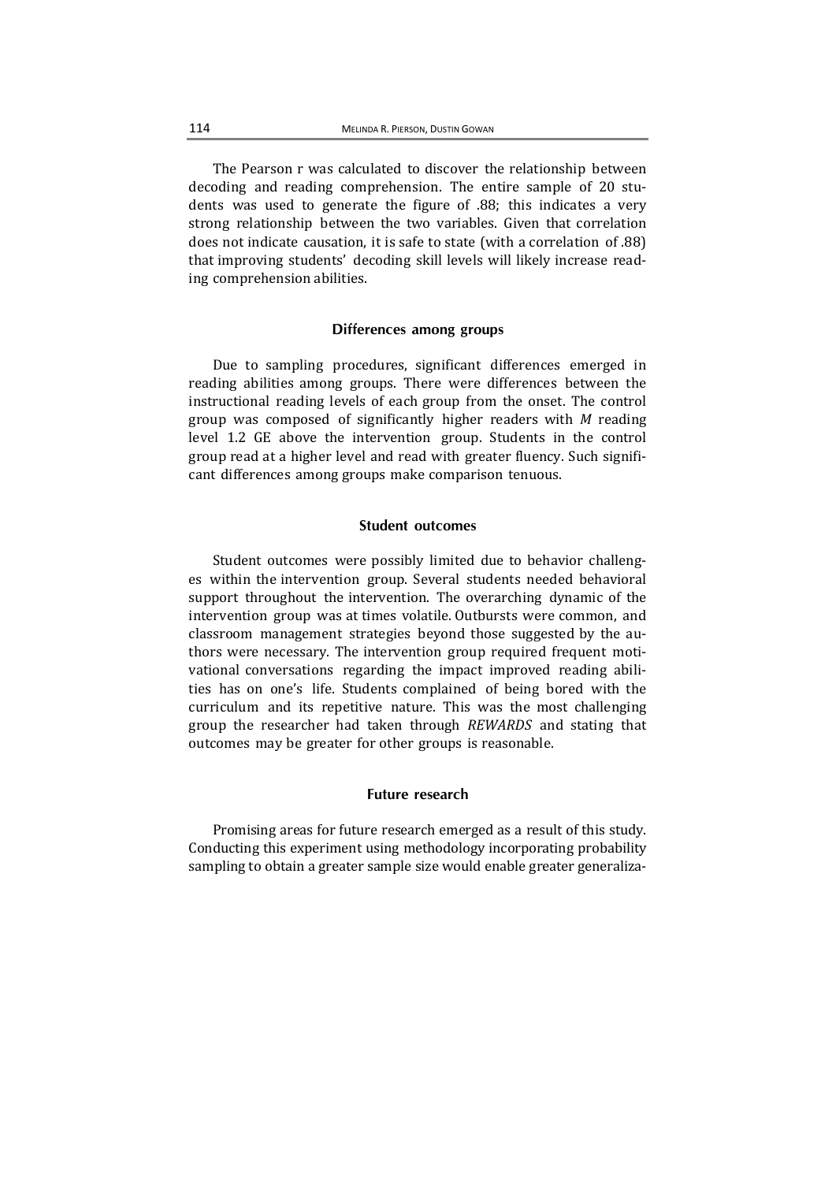The Pearson r was calculated to discover the relationship between decoding and reading comprehension. The entire sample of 20 students was used to generate the figure of .88; this indicates a very strong relationship between the two variables. Given that correlation does not indicate causation, it is safe to state (with a correlation of .88) that improving students' decoding skill levels will likely increase reading comprehension abilities.

### Differences among groups

Due to sampling procedures, significant differences emerged in reading abilities among groups. There were differences between the instructional reading levels of each group from the onset. The control group was composed of significantly higher readers with *M* reading level 1.2 GE above the intervention group. Students in the control group read at a higher level and read with greater fluency. Such significant differences among groups make comparison tenuous.

### Student outcomes

Student outcomes were possibly limited due to behavior challenges within the intervention group. Several students needed behavioral support throughout the intervention. The overarching dynamic of the intervention group was at times volatile. Outbursts were common, and classroom management strategies beyond those suggested by the authors were necessary. The intervention group required frequent motivational conversations regarding the impact improved reading abilities has on one's life. Students complained of being bored with the curriculum and its repetitive nature. This was the most challenging group the researcher had taken through *REWARDS* and stating that outcomes may be greater for other groups is reasonable.

### Future research

Promising areas for future research emerged as a result of this study. Conducting this experiment using methodology incorporating probability sampling to obtain a greater sample size would enable greater generaliza-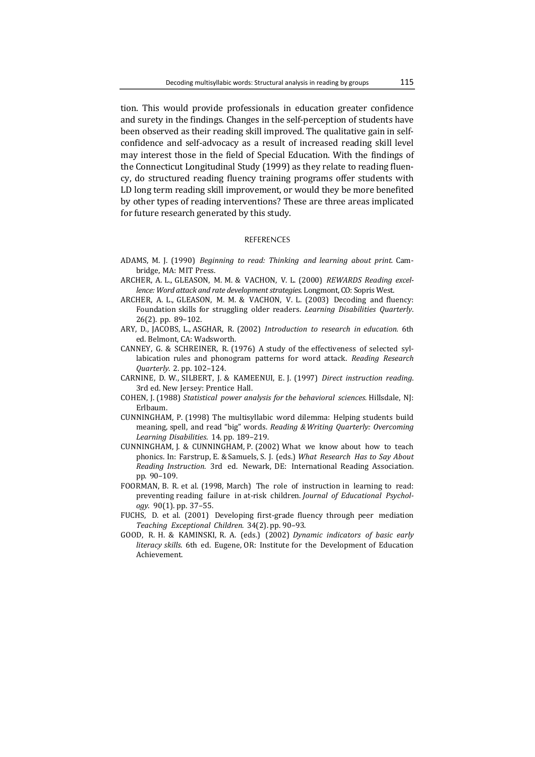tion. This would provide professionals in education greater confidence and surety in the findings. Changes in the self-perception of students have been observed as their reading skill improved. The qualitative gain in self-confidence and self-advocacy as a result of increased reading skill level may interest those in the field of Special Education. With the findings of the Connecticut Longitudinal Study (1999) as they relate to reading fluency, do structured reading fluency training programs offer students with LD long term reading skill improvement, or would they be more benefited by other types of reading interventions? These are three areas implicated for future research generated by this study.

## REFERENCES

ADAMS, M. J. (1990) *Beginning to read: Thinking and learning about print.* Cambridge, MA: MIT Press.

ARCHER, A. L., GLEASON, M. M. & VACHON, V. L. (2000) *REWARDS Reading excellence: Word attack and rate development strategies.* Longmont, CO: Sopris West.

ARCHER, A. L., GLEASON, M. M. & VACHON, V. L. (2003) Decoding and fluency: Foundation skills for struggling older readers. *Learning Disabilities Quarterly*. 26(2). pp. 89–102.

ARY, D., JACOBS, L., ASGHAR, R. (2002) *Introduction to research in education.* 6th ed. Belmont, CA: Wadsworth.

CANNEY, G. & SCHREINER, R. (1976) A study of the effectiveness of selected syllabication rules and phonogram patterns for word attack. *Reading Research Quarterly*. 2. pp. 102–124.

CARNINE, D. W., SILBERT, J. & KAMEENUI, E. J. (1997) *Direct instruction reading*. 3rd ed. New Jersey: Prentice Hall.

COHEN, J. (1988) *Statistical power analysis for the behavioral sciences.* Hillsdale, NJ: Erlbaum.

CUNNINGHAM, P. (1998) The multisyllabic word dilemma: Helping students build meaning, spell, and read "big" words. *Reading & Writing Quarterly: Overcoming Learning Disabilities*. 14. pp. 189–219.

CUNNINGHAM, J. & CUNNINGHAM, P. (2002) What we know about how to teach phonics. In: Farstrup, E. & Samuels, S. J. (eds.) *What Research Has to Say About Reading Instruction*. 3rd ed. Newark, DE: International Reading Association. pp. 90–109.

FOORMAN, B. R. et al. (1998, March) The role of instruction in learning to read: preventing reading failure in at-risk children. *Journal of Educational Psychology*. 90(1). pp. 37–55.

FUCHS, D. et al. (2001) Developing first-grade fluency through peer mediation *Teaching Exceptional Children*. 34(2). pp. 90–93.

GOOD, R. H. & KAMINSKI, R. A. (eds.) (2002) *Dynamic indicators of basic early literacy skills*. 6th ed. Eugene, OR: Institute for the Development of Education Achievement.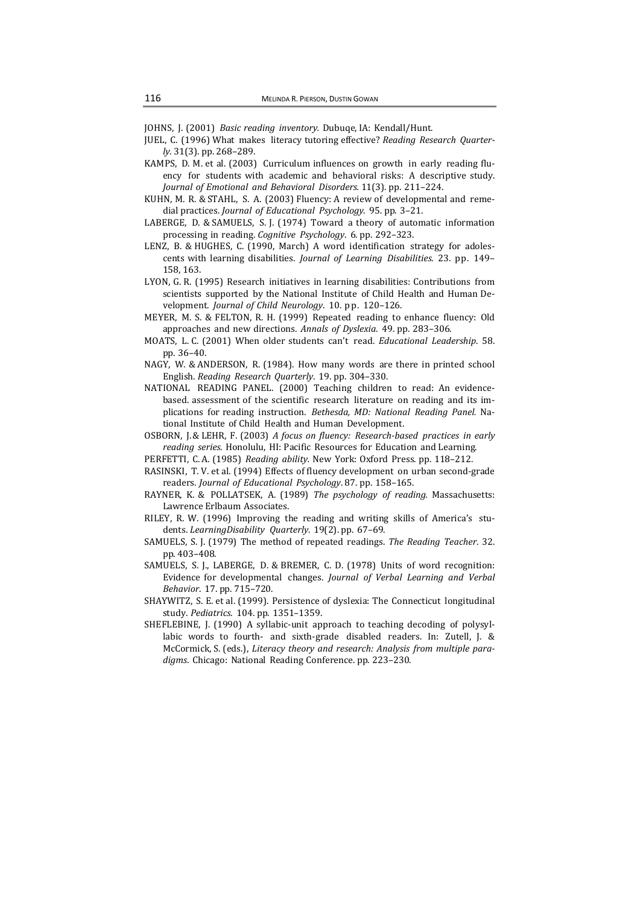JOHNS, J. (2001) *Basic reading inventory.* Dubuqe, IA: Kendall/Hunt.

JUEL, C. (1996) What makes literacy tutoring effective? *Reading Research Quarterly*. 31(3). pp. 268–289.

KAMPS, D. M. et al. (2003) Curriculum influences on growth in early reading fluency for students with academic and behavioral risks: A descriptive study. *Journal of Emotional and Behavioral Disorders*. 11(3). pp. 211–224.

KUHN, M. R. & STAHL, S. A. (2003) Fluency: A review of developmental and remedial practices. *Journal of Educational Psychology*. 95. pp. 3–21.

LABERGE, D. & SAMUELS, S. J. (1974) Toward a theory of automatic information processing in reading. *Cognitive Psychology*. 6. pp. 292–323.

LENZ, B. & HUGHES, C. (1990, March) A word identification strategy for adolescents with learning disabilities. *Journal of Learning Disabilities*. 23. pp. 149–158, 163.

LYON, G. R. (1995) Research initiatives in learning disabilities: Contributions from scientists supported by the National Institute of Child Health and Human Development. *Journal of Child Neurology*. 10. pp. 120–126.

MEYER, M. S. & FELTON, R. H. (1999) Repeated reading to enhance fluency: Old approaches and new directions. *Annals of Dyslexia*. 49. pp. 283–306.

MOATS, L. C. (2001) When older students can't read. *Educational Leadership*. 58. pp. 36–40.

NAGY, W. & ANDERSON, R. (1984). How many words are there in printed school English. *Reading Research Quarterly*. 19. pp. 304–330.

NATIONAL READING PANEL. (2000) Teaching children to read: An evidence-based. assessment of the scientific research literature on reading and its implications for reading instruction. *Bethesda, MD: National Reading Panel*. National Institute of Child Health and Human Development.

OSBORN, J. & LEHR, F. (2003) *A focus on fluency: Research-based practices in early reading series*. Honolulu, HI: Pacific Resources for Education and Learning.

PERFETTI, C. A. (1985) *Reading ability.* New York: Oxford Press. pp. 118–212.

RASINSKI, T. V. et al. (1994) Effects of fluency development on urban second-grade readers. *Journal of Educational Psychology*. 87. pp. 158–165.

RAYNER, K. & POLLATSEK, A. (1989) *The psychology of reading.* Massachusetts: Lawrence Erlbaum Associates.

RILEY, R. W. (1996) Improving the reading and writing skills of America's students. *LearningDisability Quarterly*. 19(2). pp. 67–69.

SAMUELS, S. J. (1979) The method of repeated readings. *The Reading Teacher*. 32. pp. 403–408.

SAMUELS, S. J., LABERGE, D. & BREMER, C. D. (1978) Units of word recognition: Evidence for developmental changes. *Journal of Verbal Learning and Verbal Behavior*. 17. pp. 715–720.

SHAYWITZ, S. E. et al. (1999). Persistence of dyslexia: The Connecticut longitudinal study. *Pediatrics*. 104. pp. 1351–1359.

SHEFLEBINE, J. (1990) A syllabic-unit approach to teaching decoding of polysyllabic words to fourth- and sixth-grade disabled readers. In: Zutell, J. & McCormick, S. (eds.), *Literacy theory and research: Analysis from multiple paradigms*. Chicago: National Reading Conference. pp. 223–230.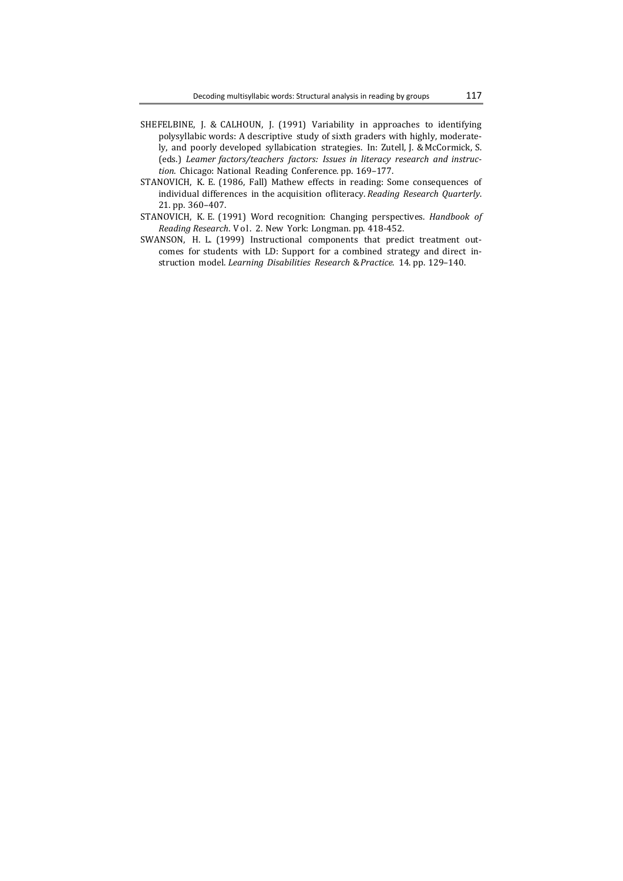SHEFELBINE, J. & CALHOUN, J. (1991) Variability in approaches to identifying polysyllabic words: A descriptive study of sixth graders with highly, moderately, and poorly developed syllabication strategies. In: Zutell, J. & McCormick, S. (eds.) *Leamer factors/teachers factors: Issues in literacy research and instruction.* Chicago: National Reading Conference. pp. 169–177.

STANOVICH, K. E. (1986, Fall) Mathew effects in reading: Some consequences of individual differences in the acquisition ofliteracy. *Reading Research Quarterly*. 21. pp. 360–407.

STANOVICH, K. E. (1991) Word recognition: Changing perspectives. *Handbook of Reading Research*. Vol. 2. New York: Longman. pp. 418-452.

SWANSON, H. L. (1999) Instructional components that predict treatment outcomes for students with LD: Support for a combined strategy and direct instruction model. *Learning Disabilities Research & Practice.* 14. pp. 129–140.